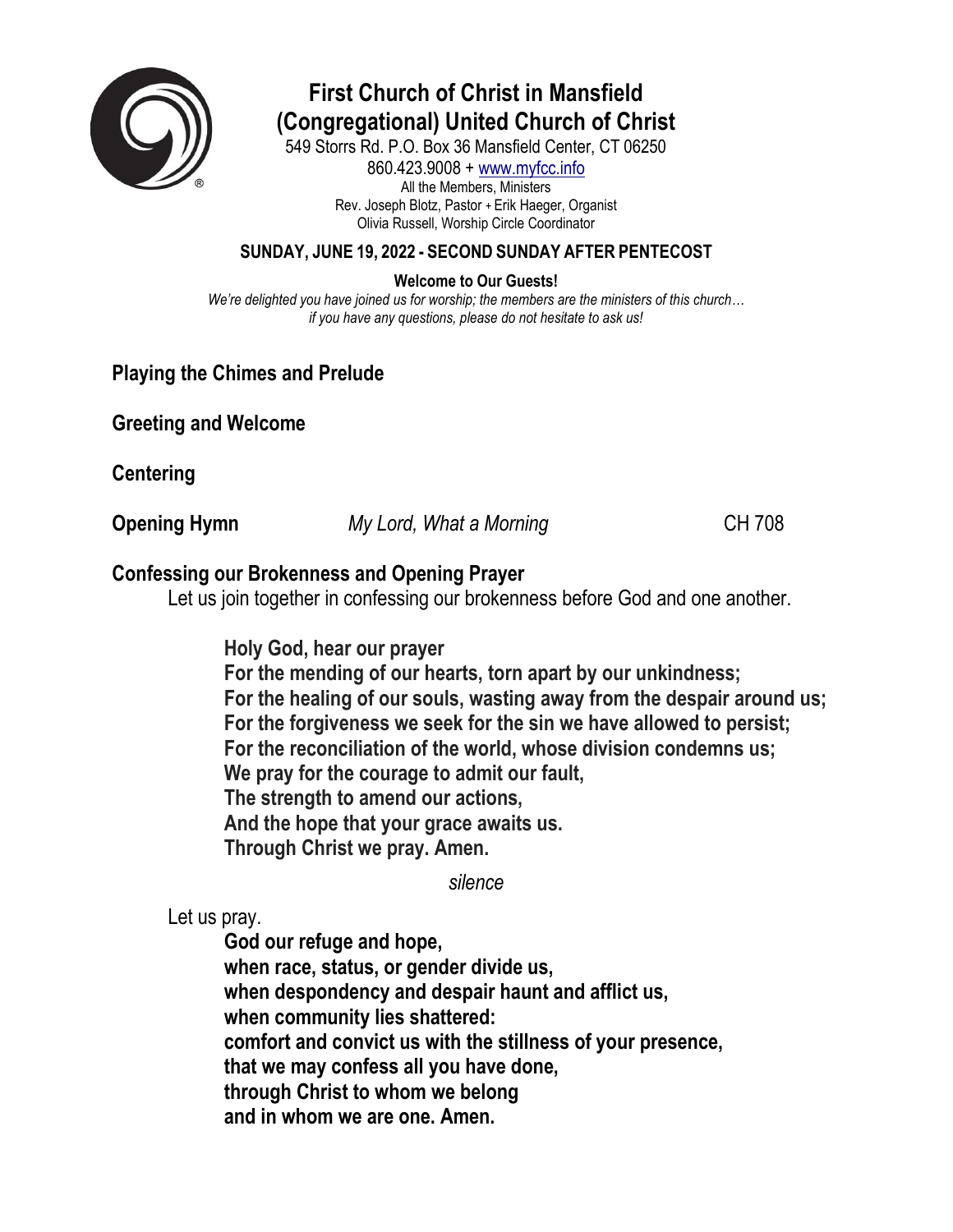# First Church of Christ in Mansfield (Congregational) United Church of Christ

549 Storrs Rd. P.O. Box 36 Mansfield Center, CT 06250
860.423.9008 + [www.myfcc.info](http://www.myfcc.info)
All the Members, Ministers
Rev. Joseph Blotz, Pastor + Erik Haeger, Organist
Olivia Russell, Worship Circle Coordinator

**SUNDAY, JUNE 19, 2022 - SECOND SUNDAY AFTER PENTECOST**

**Welcome to Our Guests!**
*We're delighted you have joined us for worship; the members are the ministers of this church… if you have any questions, please do not hesitate to ask us!*

## Playing the Chimes and Prelude

## Greeting and Welcome

## Centering

## Opening Hymn — *My Lord, What a Morning* — CH 708

## Confessing our Brokenness and Opening Prayer

Let us join together in confessing our brokenness before God and one another.

**Holy God, hear our prayer**
**For the mending of our hearts, torn apart by our unkindness;**
**For the healing of our souls, wasting away from the despair around us;**
**For the forgiveness we seek for the sin we have allowed to persist;**
**For the reconciliation of the world, whose division condemns us;**
**We pray for the courage to admit our fault,**
**The strength to amend our actions,**
**And the hope that your grace awaits us.**
**Through Christ we pray. Amen.**

*silence*

Let us pray.

**God our refuge and hope,**
**when race, status, or gender divide us,**
**when despondency and despair haunt and afflict us,**
**when community lies shattered:**
**comfort and convict us with the stillness of your presence,**
**that we may confess all you have done,**
**through Christ to whom we belong**
**and in whom we are one. Amen.**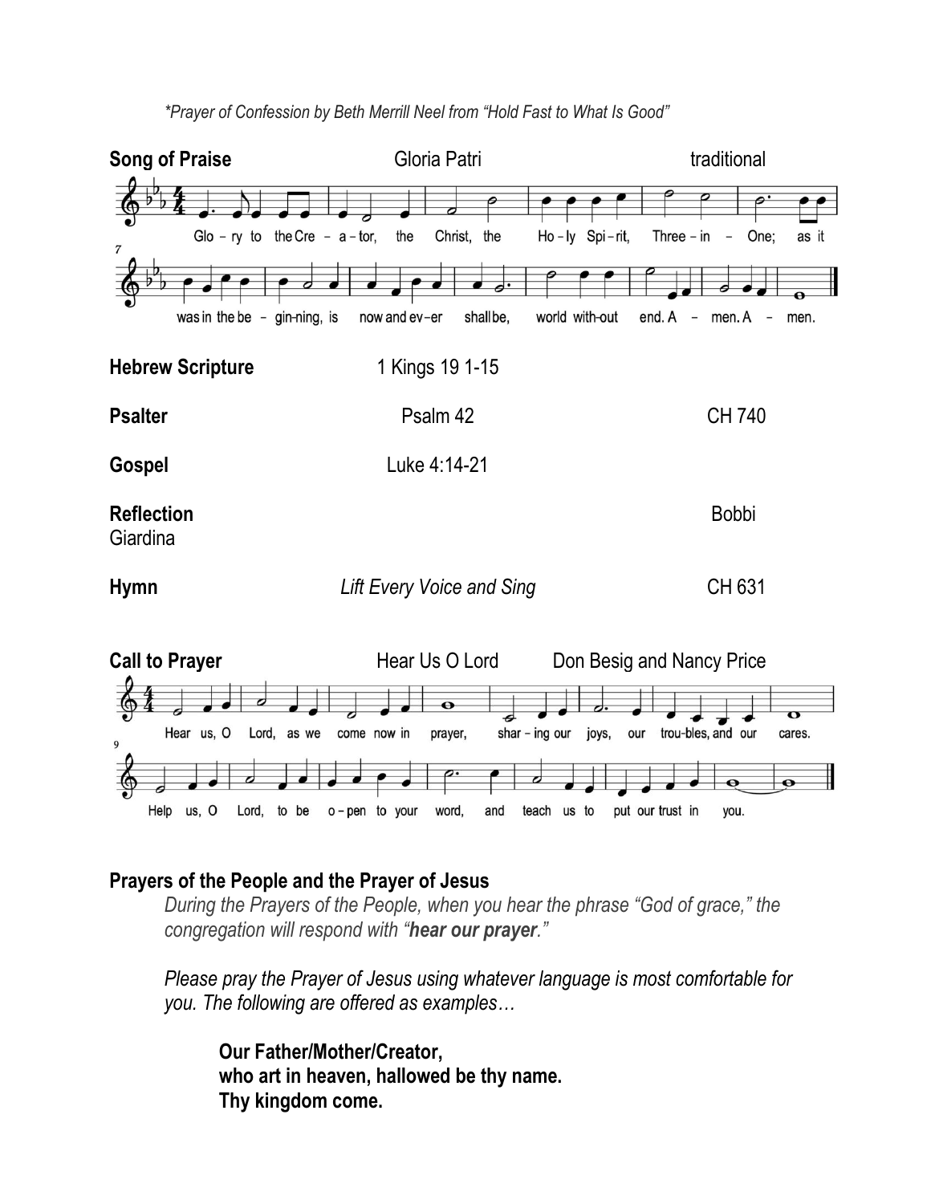*\*Prayer of Confession by Beth Merrill Neel from "Hold Fast to What Is Good"*

**Song of Praise** Gloria Patri traditional

Glo – ry to the Cre – a – tor, the Christ, the Ho – ly Spi – rit, Three – in – One; as it was in the be – gin-ning, is now and ev – er shall be, world with-out end. A – men. A – men.

**Hebrew Scripture** 1 Kings 19 1-15

**Psalter** Psalm 42 CH 740

**Gospel** Luke 4:14-21

**Reflection** Bobbi Giardina

**Hymn** *Lift Every Voice and Sing* CH 631

**Call to Prayer** Hear Us O Lord Don Besig and Nancy Price

Hear us, O Lord, as we come now in prayer, shar – ing our joys, our trou-bles, and our cares. Help us, O Lord, to be o – pen to your word, and teach us to put our trust in you.

**Prayers of the People and the Prayer of Jesus**

*During the Prayers of the People, when you hear the phrase "God of grace," the congregation will respond with "**hear our prayer**."*

*Please pray the Prayer of Jesus using whatever language is most comfortable for you. The following are offered as examples…*

**Our Father/Mother/Creator,**
**who art in heaven, hallowed be thy name.**
**Thy kingdom come.**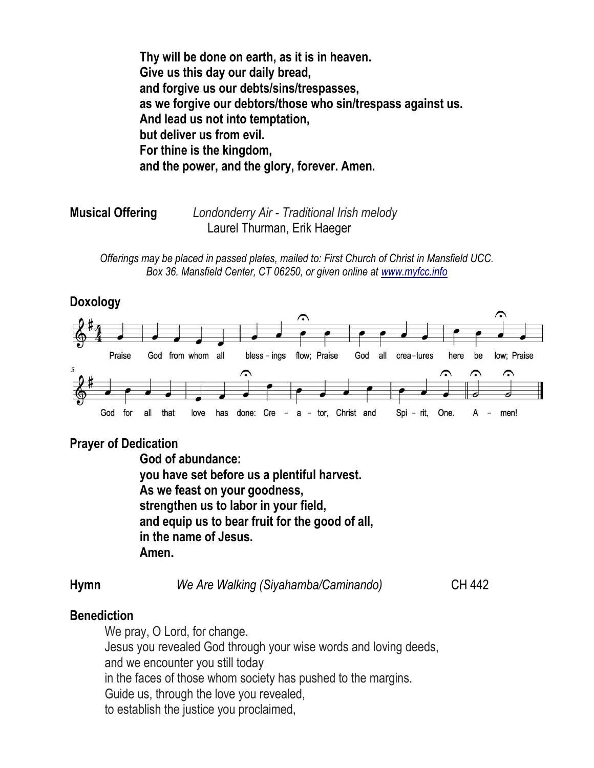**Thy will be done on earth, as it is in heaven.**
**Give us this day our daily bread,**
**and forgive us our debts/sins/trespasses,**
**as we forgive our debtors/those who sin/trespass against us.**
**And lead us not into temptation,**
**but deliver us from evil.**
**For thine is the kingdom,**
**and the power, and the glory, forever. Amen.**

**Musical Offering** *Londonderry Air - Traditional Irish melody*
Laurel Thurman, Erik Haeger

*Offerings may be placed in passed plates, mailed to: First Church of Christ in Mansfield UCC. Box 36. Mansfield Center, CT 06250, or given online at www.myfcc.info*

**Doxology**

Praise God from whom all bless-ings flow; Praise God all crea-tures here be low; Praise God for all that love has done: Cre-a-tor, Christ and Spi-rit, One. A-men!

**Prayer of Dedication**

**God of abundance:**
**you have set before us a plentiful harvest.**
**As we feast on your goodness,**
**strengthen us to labor in your field,**
**and equip us to bear fruit for the good of all,**
**in the name of Jesus.**
**Amen.**

**Hymn** *We Are Walking (Siyahamba/Caminando)* CH 442

**Benediction**

We pray, O Lord, for change.
Jesus you revealed God through your wise words and loving deeds,
and we encounter you still today
in the faces of those whom society has pushed to the margins.
Guide us, through the love you revealed,
to establish the justice you proclaimed,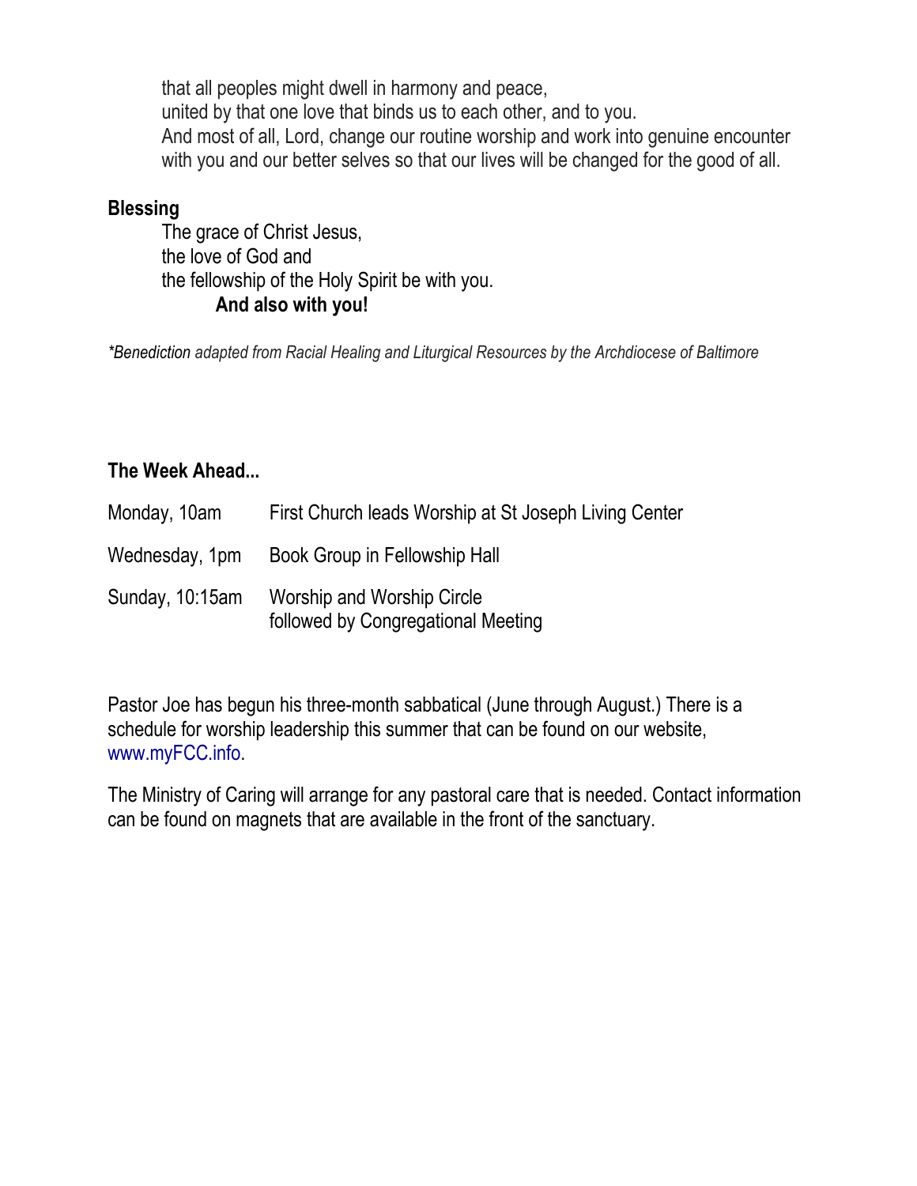that all peoples might dwell in harmony and peace,
united by that one love that binds us to each other, and to you.
And most of all, Lord, change our routine worship and work into genuine encounter with you and our better selves so that our lives will be changed for the good of all.

**Blessing**

The grace of Christ Jesus,
the love of God and
the fellowship of the Holy Spirit be with you.
**And also with you!**

*\*Benediction adapted from Racial Healing and Liturgical Resources by the Archdiocese of Baltimore*

**The Week Ahead...**

| | |
|---|---|
| Monday, 10am | First Church leads Worship at St Joseph Living Center |
| Wednesday, 1pm | Book Group in Fellowship Hall |
| Sunday, 10:15am | Worship and Worship Circle followed by Congregational Meeting |

Pastor Joe has begun his three-month sabbatical (June through August.) There is a schedule for worship leadership this summer that can be found on our website, www.myFCC.info.

The Ministry of Caring will arrange for any pastoral care that is needed. Contact information can be found on magnets that are available in the front of the sanctuary.